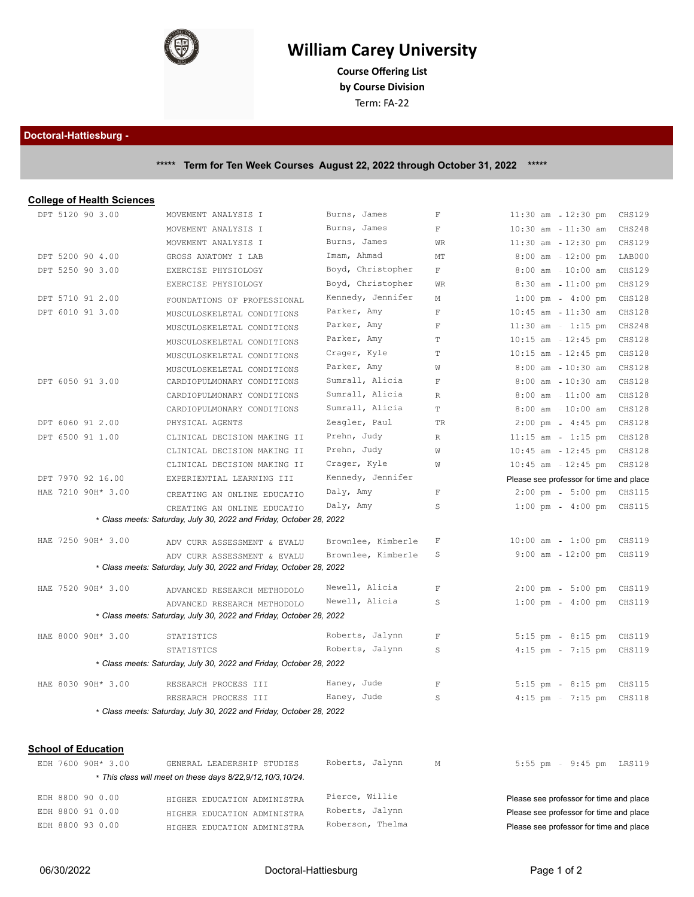# William Carey University

**Course Offering List**

**by Course Division**

Term: FA-22

## Doctoral-Hattiesburg -

**\*\*\*\*\* Term for Ten Week Courses August 22, 2022 through October 31, 2022 \*\*\*\*\***

### College of Health Sciences

| | | | | | |
|---|---|---|---|---|---|
| DPT 5120 90 3.00 | MOVEMENT ANALYSIS I | Burns, James | F | 11:30 am - 12:30 pm | CHS129 |
| | MOVEMENT ANALYSIS I | Burns, James | F | 10:30 am - 11:30 am | CHS248 |
| | MOVEMENT ANALYSIS I | Burns, James | WR | 11:30 am - 12:30 pm | CHS129 |
| DPT 5200 90 4.00 | GROSS ANATOMY I LAB | Imam, Ahmad | MT | 8:00 am - 12:00 pm | LAB000 |
| DPT 5250 90 3.00 | EXERCISE PHYSIOLOGY | Boyd, Christopher | F | 8:00 am - 10:00 am | CHS129 |
| | EXERCISE PHYSIOLOGY | Boyd, Christopher | WR | 8:30 am - 11:00 pm | CHS129 |
| DPT 5710 91 2.00 | FOUNDATIONS OF PROFESSIONAL | Kennedy, Jennifer | M | 1:00 pm - 4:00 pm | CHS128 |
| DPT 6010 91 3.00 | MUSCULOSKELETAL CONDITIONS | Parker, Amy | F | 10:45 am - 11:30 am | CHS128 |
| | MUSCULOSKELETAL CONDITIONS | Parker, Amy | F | 11:30 am - 1:15 pm | CHS248 |
| | MUSCULOSKELETAL CONDITIONS | Parker, Amy | T | 10:15 am - 12:45 pm | CHS128 |
| | MUSCULOSKELETAL CONDITIONS | Crager, Kyle | T | 10:15 am - 12:45 pm | CHS128 |
| | MUSCULOSKELETAL CONDITIONS | Parker, Amy | W | 8:00 am - 10:30 am | CHS128 |
| DPT 6050 91 3.00 | CARDIOPULMONARY CONDITIONS | Sumrall, Alicia | F | 8:00 am - 10:30 am | CHS128 |
| | CARDIOPULMONARY CONDITIONS | Sumrall, Alicia | R | 8:00 am - 11:00 am | CHS128 |
| | CARDIOPULMONARY CONDITIONS | Sumrall, Alicia | T | 8:00 am - 10:00 am | CHS128 |
| DPT 6060 91 2.00 | PHYSICAL AGENTS | Zeagler, Paul | TR | 2:00 pm - 4:45 pm | CHS128 |
| DPT 6500 91 1.00 | CLINICAL DECISION MAKING II | Prehn, Judy | R | 11:15 am - 1:15 pm | CHS128 |
| | CLINICAL DECISION MAKING II | Prehn, Judy | W | 10:45 am - 12:45 pm | CHS128 |
| | CLINICAL DECISION MAKING II | Crager, Kyle | W | 10:45 am - 12:45 pm | CHS128 |
| DPT 7970 92 16.00 | EXPERIENTIAL LEARNING III | Kennedy, Jennifer | | Please see professor for time and place | |
| HAE 7210 90H* 3.00 | CREATING AN ONLINE EDUCATIO | Daly, Amy | F | 2:00 pm - 5:00 pm | CHS115 |
| | CREATING AN ONLINE EDUCATIO | Daly, Amy | S | 1:00 pm - 4:00 pm | CHS115 |

*\* Class meets: Saturday, July 30, 2022 and Friday, October 28, 2022*

| | | | | | |
|---|---|---|---|---|---|
| HAE 7250 90H* 3.00 | ADV CURR ASSESSMENT & EVALU | Brownlee, Kimberle | F | 10:00 am - 1:00 pm | CHS119 |
| | ADV CURR ASSESSMENT & EVALU | Brownlee, Kimberle | S | 9:00 am - 12:00 pm | CHS119 |

*\* Class meets: Saturday, July 30, 2022 and Friday, October 28, 2022*

| | | | | | |
|---|---|---|---|---|---|
| HAE 7520 90H* 3.00 | ADVANCED RESEARCH METHODOLO | Newell, Alicia | F | 2:00 pm - 5:00 pm | CHS119 |
| | ADVANCED RESEARCH METHODOLO | Newell, Alicia | S | 1:00 pm - 4:00 pm | CHS119 |

*\* Class meets: Saturday, July 30, 2022 and Friday, October 28, 2022*

| | | | | | |
|---|---|---|---|---|---|
| HAE 8000 90H* 3.00 | STATISTICS | Roberts, Jalynn | F | 5:15 pm - 8:15 pm | CHS119 |
| | STATISTICS | Roberts, Jalynn | S | 4:15 pm - 7:15 pm | CHS119 |

*\* Class meets: Saturday, July 30, 2022 and Friday, October 28, 2022*

| | | | | | |
|---|---|---|---|---|---|
| HAE 8030 90H* 3.00 | RESEARCH PROCESS III | Haney, Jude | F | 5:15 pm - 8:15 pm | CHS115 |
| | RESEARCH PROCESS III | Haney, Jude | S | 4:15 pm - 7:15 pm | CHS118 |

*\* Class meets: Saturday, July 30, 2022 and Friday, October 28, 2022*

### School of Education

| | | | | | |
|---|---|---|---|---|---|
| EDH 7600 90H* 3.00 | GENERAL LEADERSHIP STUDIES | Roberts, Jalynn | M | 5:55 pm - 9:45 pm | LRS119 |

*\* This class will meet on these days 8/22,9/12,10/3,10/24.*

| | | | | |
|---|---|---|---|---|
| EDH 8800 90 0.00 | HIGHER EDUCATION ADMINISTRA | Pierce, Willie | | Please see professor for time and place |
| EDH 8800 91 0.00 | HIGHER EDUCATION ADMINISTRA | Roberts, Jalynn | | Please see professor for time and place |
| EDH 8800 93 0.00 | HIGHER EDUCATION ADMINISTRA | Roberson, Thelma | | Please see professor for time and place |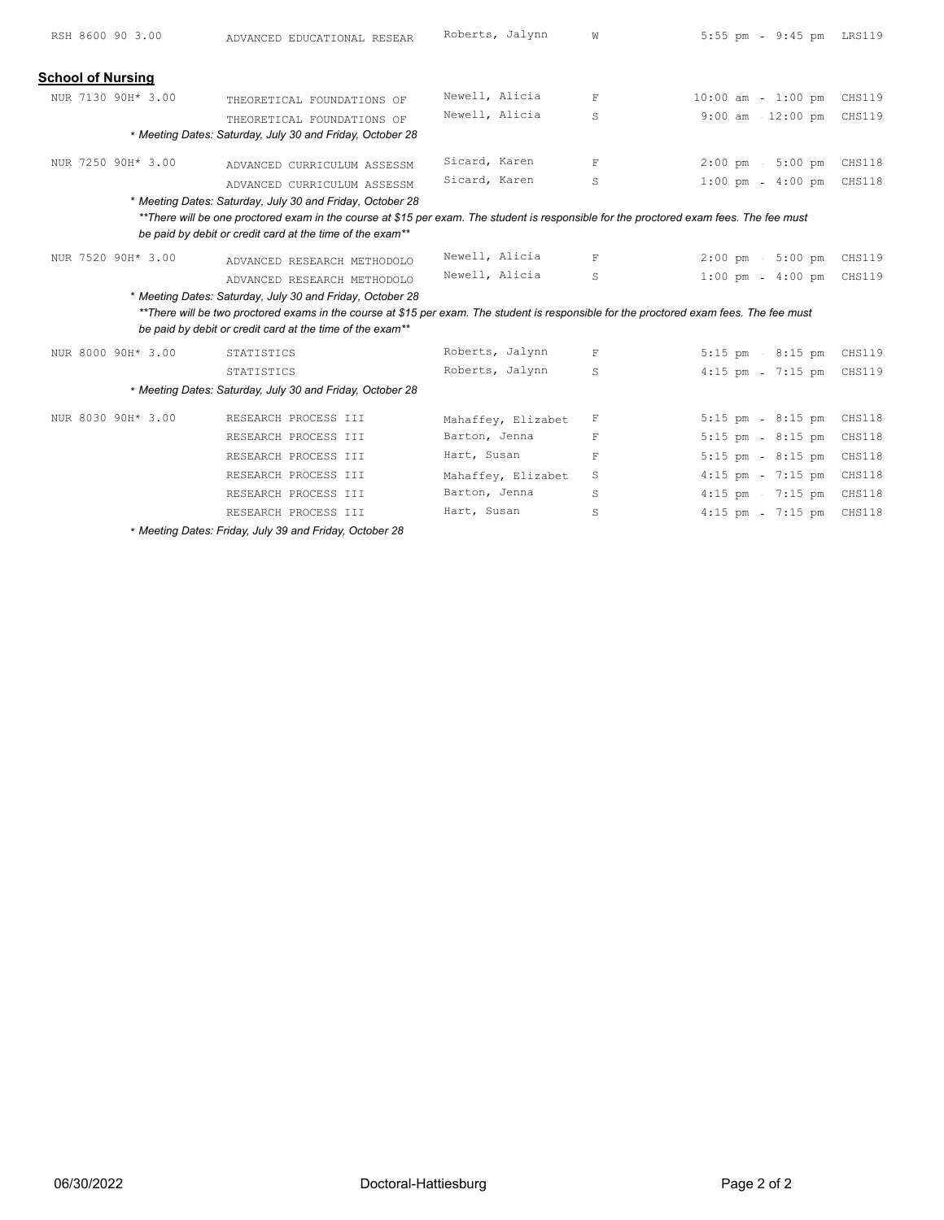| | | | | | |
|---|---|---|---|---|---|
| RSH 8600 90 3.00 | ADVANCED EDUCATIONAL RESEAR | Roberts, Jalynn | W | 5:55 pm - 9:45 pm | LRS119 |

## School of Nursing

| | | | | | |
|---|---|---|---|---|---|
| NUR 7130 90H* 3.00 | THEORETICAL FOUNDATIONS OF | Newell, Alicia | F | 10:00 am - 1:00 pm | CHS119 |
| | THEORETICAL FOUNDATIONS OF | Newell, Alicia | S | 9:00 am - 12:00 pm | CHS119 |

*\* Meeting Dates: Saturday, July 30 and Friday, October 28*

| | | | | | |
|---|---|---|---|---|---|
| NUR 7250 90H* 3.00 | ADVANCED CURRICULUM ASSESSM | Sicard, Karen | F | 2:00 pm - 5:00 pm | CHS118 |
| | ADVANCED CURRICULUM ASSESSM | Sicard, Karen | S | 1:00 pm - 4:00 pm | CHS118 |

*\* Meeting Dates: Saturday, July 30 and Friday, October 28*

*\*\*There will be one proctored exam in the course at $15 per exam. The student is responsible for the proctored exam fees. The fee must be paid by debit or credit card at the time of the exam\*\**

| | | | | | |
|---|---|---|---|---|---|
| NUR 7520 90H* 3.00 | ADVANCED RESEARCH METHODOLO | Newell, Alicia | F | 2:00 pm - 5:00 pm | CHS119 |
| | ADVANCED RESEARCH METHODOLO | Newell, Alicia | S | 1:00 pm - 4:00 pm | CHS119 |

*\* Meeting Dates: Saturday, July 30 and Friday, October 28*

*\*\*There will be two proctored exams in the course at $15 per exam. The student is responsible for the proctored exam fees. The fee must be paid by debit or credit card at the time of the exam\*\**

| | | | | | |
|---|---|---|---|---|---|
| NUR 8000 90H* 3.00 | STATISTICS | Roberts, Jalynn | F | 5:15 pm - 8:15 pm | CHS119 |
| | STATISTICS | Roberts, Jalynn | S | 4:15 pm - 7:15 pm | CHS119 |

*\* Meeting Dates: Saturday, July 30 and Friday, October 28*

| | | | | | |
|---|---|---|---|---|---|
| NUR 8030 90H* 3.00 | RESEARCH PROCESS III | Mahaffey, Elizabet | F | 5:15 pm - 8:15 pm | CHS118 |
| | RESEARCH PROCESS III | Barton, Jenna | F | 5:15 pm - 8:15 pm | CHS118 |
| | RESEARCH PROCESS III | Hart, Susan | F | 5:15 pm - 8:15 pm | CHS118 |
| | RESEARCH PROCESS III | Mahaffey, Elizabet | S | 4:15 pm - 7:15 pm | CHS118 |
| | RESEARCH PROCESS III | Barton, Jenna | S | 4:15 pm - 7:15 pm | CHS118 |
| | RESEARCH PROCESS III | Hart, Susan | S | 4:15 pm - 7:15 pm | CHS118 |

*\* Meeting Dates: Friday, July 39 and Friday, October 28*